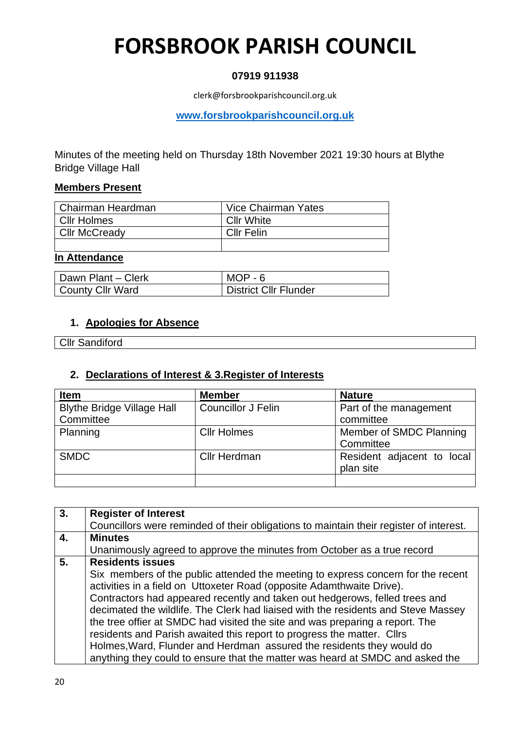# FORSBROOK PARISH COUNCIL

**07919 911938**

clerk@forsbrookparishcouncil.org.uk

**www.forsbrookparishcouncil.org.uk**

Minutes of the meeting held on Thursday 18th November 2021 19:30 hours at Blythe Bridge Village Hall

**Members Present**

| | |
|---|---|
| Chairman Heardman | Vice Chairman Yates |
| Cllr Holmes | Cllr White |
| Cllr McCready | Cllr Felin |
| | |

**In Attendance**

| | |
|---|---|
| Dawn Plant – Clerk | MOP - 6 |
| County Cllr Ward | District Cllr Flunder |

1. **Apologies for Absence**

| |
|---|
| Cllr Sandiford |

2. **Declarations of Interest & 3.Register of Interests**

| Item | Member | Nature |
|---|---|---|
| Blythe Bridge Village Hall Committee | Councillor J Felin | Part of the management committee |
| Planning | Cllr Holmes | Member of SMDC Planning Committee |
| SMDC | Cllr Herdman | Resident adjacent to local plan site |
| | | |

| | |
|---|---|
| 3. | **Register of Interest**<br>Councillors were reminded of their obligations to maintain their register of interest. |
| 4. | **Minutes**<br>Unanimously agreed to approve the minutes from October as a true record |
| 5. | **Residents issues**<br>Six members of the public attended the meeting to express concern for the recent activities in a field on Uttoxeter Road (opposite Adamthwaite Drive). Contractors had appeared recently and taken out hedgerows, felled trees and decimated the wildlife. The Clerk had liaised with the residents and Steve Massey the tree offier at SMDC had visited the site and was preparing a report. The residents and Parish awaited this report to progress the matter. Cllrs Holmes,Ward, Flunder and Herdman assured the residents they would do anything they could to ensure that the matter was heard at SMDC and asked the |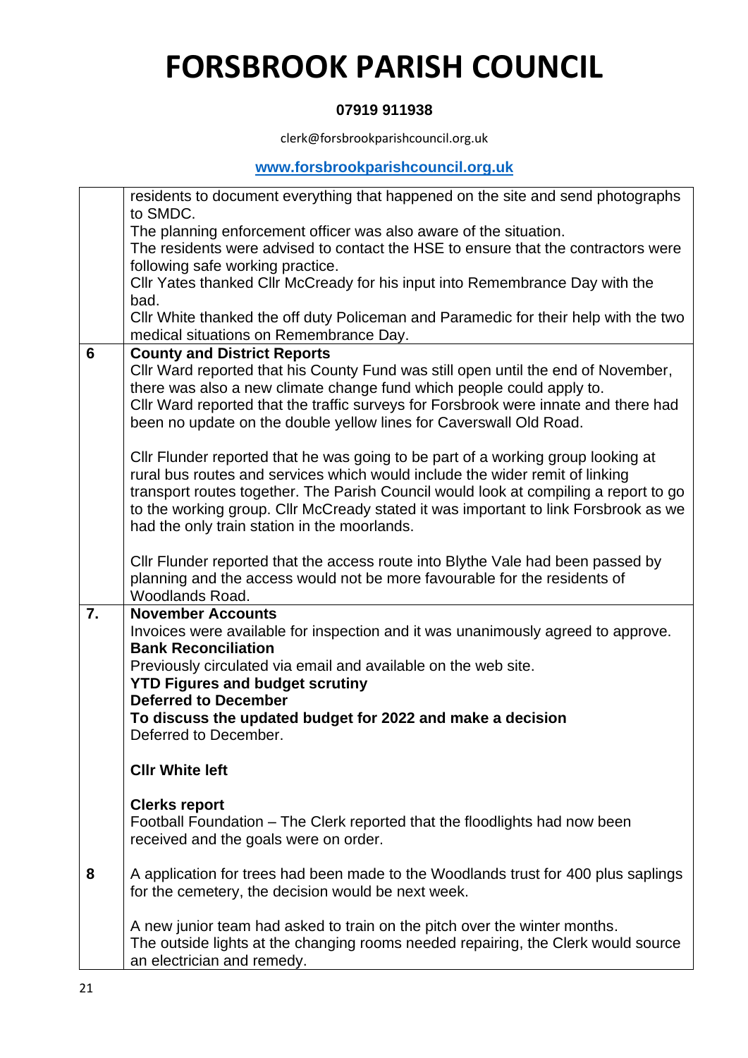# FORSBROOK PARISH COUNCIL

**07919 911938**

clerk@forsbrookparishcouncil.org.uk

**www.forsbrookparishcouncil.org.uk**

| | |
|---|---|
| | residents to document everything that happened on the site and send photographs to SMDC.<br>The planning enforcement officer was also aware of the situation.<br>The residents were advised to contact the HSE to ensure that the contractors were following safe working practice.<br>Cllr Yates thanked Cllr McCready for his input into Remembrance Day with the bad.<br>Cllr White thanked the off duty Policeman and Paramedic for their help with the two medical situations on Remembrance Day. |
| **6** | **County and District Reports**<br>Cllr Ward reported that his County Fund was still open until the end of November, there was also a new climate change fund which people could apply to.<br>Cllr Ward reported that the traffic surveys for Forsbrook were innate and there had been no update on the double yellow lines for Caverswall Old Road.<br><br>Cllr Flunder reported that he was going to be part of a working group looking at rural bus routes and services which would include the wider remit of linking transport routes together. The Parish Council would look at compiling a report to go to the working group. Cllr McCready stated it was important to link Forsbrook as we had the only train station in the moorlands.<br><br>Cllr Flunder reported that the access route into Blythe Vale had been passed by planning and the access would not be more favourable for the residents of Woodlands Road. |
| **7.** | **November Accounts**<br>Invoices were available for inspection and it was unanimously agreed to approve.<br>**Bank Reconciliation**<br>Previously circulated via email and available on the web site.<br>**YTD Figures and budget scrutiny**<br>**Deferred to December**<br>**To discuss the updated budget for 2022 and make a decision**<br>Deferred to December.<br><br>**Cllr White left**<br><br>**Clerks report**<br>Football Foundation – The Clerk reported that the floodlights had now been received and the goals were on order. |
| **8** | A application for trees had been made to the Woodlands trust for 400 plus saplings for the cemetery, the decision would be next week.<br><br>A new junior team had asked to train on the pitch over the winter months.<br>The outside lights at the changing rooms needed repairing, the Clerk would source an electrician and remedy. |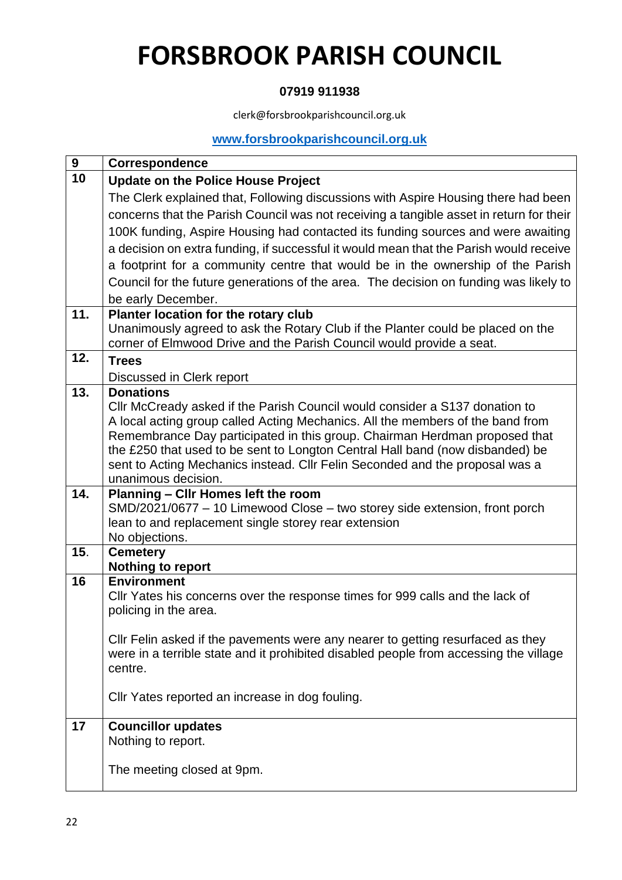# FORSBROOK PARISH COUNCIL

**07919 911938**

clerk@forsbrookparishcouncil.org.uk

**www.forsbrookparishcouncil.org.uk**

| | |
|---|---|
| **9** | **Correspondence** |
| **10** | **Update on the Police House Project**<br>The Clerk explained that, Following discussions with Aspire Housing there had been concerns that the Parish Council was not receiving a tangible asset in return for their 100K funding, Aspire Housing had contacted its funding sources and were awaiting a decision on extra funding, if successful it would mean that the Parish would receive a footprint for a community centre that would be in the ownership of the Parish Council for the future generations of the area. The decision on funding was likely to be early December. |
| **11.** | **Planter location for the rotary club**<br>Unanimously agreed to ask the Rotary Club if the Planter could be placed on the corner of Elmwood Drive and the Parish Council would provide a seat. |
| **12.** | **Trees**<br>Discussed in Clerk report |
| **13.** | **Donations**<br>Cllr McCready asked if the Parish Council would consider a S137 donation to A local acting group called Acting Mechanics. All the members of the band from Remembrance Day participated in this group. Chairman Herdman proposed that the £250 that used to be sent to Longton Central Hall band (now disbanded) be sent to Acting Mechanics instead. Cllr Felin Seconded and the proposal was a unanimous decision. |
| **14.** | **Planning – Cllr Homes left the room**<br>SMD/2021/0677 – 10 Limewood Close – two storey side extension, front porch lean to and replacement single storey rear extension<br>No objections. |
| **15.** | **Cemetery**<br>**Nothing to report** |
| **16** | **Environment**<br>Cllr Yates his concerns over the response times for 999 calls and the lack of policing in the area.<br><br>Cllr Felin asked if the pavements were any nearer to getting resurfaced as they were in a terrible state and it prohibited disabled people from accessing the village centre.<br><br>Cllr Yates reported an increase in dog fouling. |
| **17** | **Councillor updates**<br>Nothing to report.<br><br>The meeting closed at 9pm. |